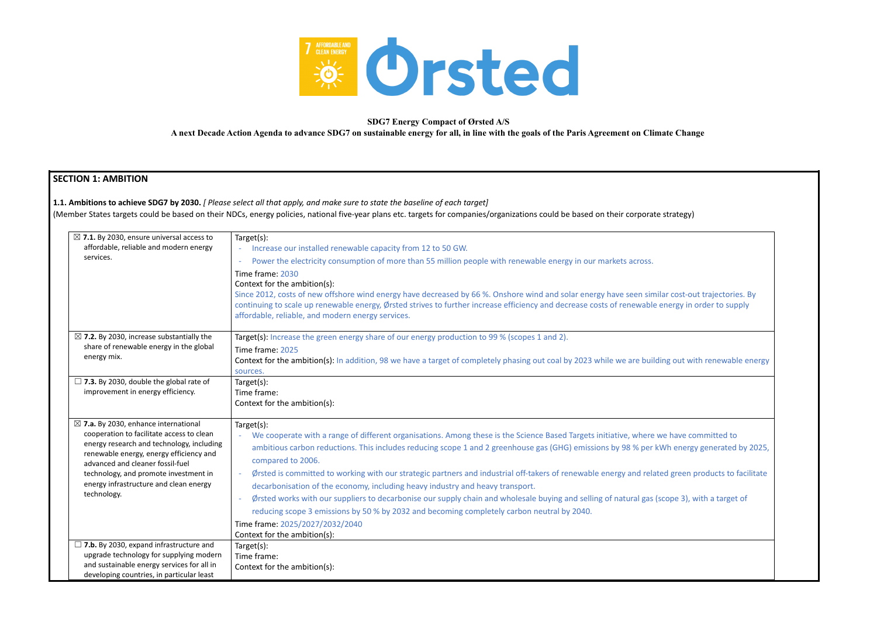**SDG7 Energy Compact of Ørsted A/S**

**A next Decade Action Agenda to advance SDG7 on sustainable energy for all, in line with the goals of the Paris Agreement on Climate Change**

## SECTION 1: AMBITION

**1.1. Ambitions to achieve SDG7 by 2030.** *[ Please select all that apply, and make sure to state the baseline of each target]*

(Member States targets could be based on their NDCs, energy policies, national five-year plans etc. targets for companies/organizations could be based on their corporate strategy)

| | |
|---|---|
| ☒ **7.1.** By 2030, ensure universal access to affordable, reliable and modern energy services. | Target(s):<br>- Increase our installed renewable capacity from 12 to 50 GW.<br>- Power the electricity consumption of more than 55 million people with renewable energy in our markets across.<br>Time frame: 2030<br>Context for the ambition(s):<br>Since 2012, costs of new offshore wind energy have decreased by 66 %. Onshore wind and solar energy have seen similar cost-out trajectories. By continuing to scale up renewable energy, Ørsted strives to further increase efficiency and decrease costs of renewable energy in order to supply affordable, reliable, and modern energy services. |
| ☒ **7.2.** By 2030, increase substantially the share of renewable energy in the global energy mix. | Target(s): Increase the green energy share of our energy production to 99 % (scopes 1 and 2).<br>Time frame: 2025<br>Context for the ambition(s): In addition, 98 we have a target of completely phasing out coal by 2023 while we are building out with renewable energy sources. |
| ☐ **7.3.** By 2030, double the global rate of improvement in energy efficiency. | Target(s):<br>Time frame:<br>Context for the ambition(s): |
| ☒ **7.a.** By 2030, enhance international cooperation to facilitate access to clean energy research and technology, including renewable energy, energy efficiency and advanced and cleaner fossil-fuel technology, and promote investment in energy infrastructure and clean energy technology. | Target(s):<br>- We cooperate with a range of different organisations. Among these is the Science Based Targets initiative, where we have committed to ambitious carbon reductions. This includes reducing scope 1 and 2 greenhouse gas (GHG) emissions by 98 % per kWh energy generated by 2025, compared to 2006.<br>- Ørsted is committed to working with our strategic partners and industrial off-takers of renewable energy and related green products to facilitate decarbonisation of the economy, including heavy industry and heavy transport.<br>- Ørsted works with our suppliers to decarbonise our supply chain and wholesale buying and selling of natural gas (scope 3), with a target of reducing scope 3 emissions by 50 % by 2032 and becoming completely carbon neutral by 2040.<br>Time frame: 2025/2027/2032/2040<br>Context for the ambition(s): |
| ☐ **7.b.** By 2030, expand infrastructure and upgrade technology for supplying modern and sustainable energy services for all in developing countries, in particular least | Target(s):<br>Time frame:<br>Context for the ambition(s): |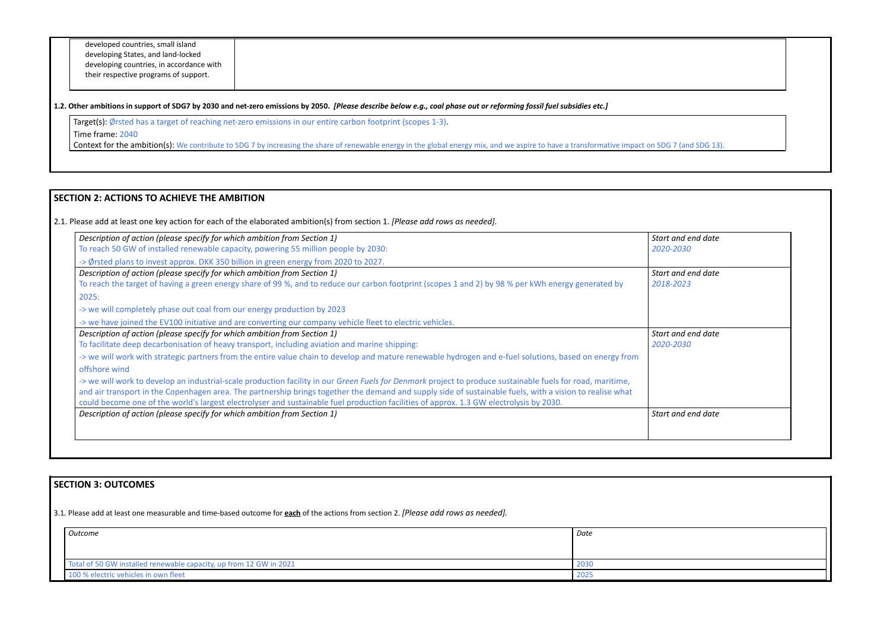| developed countries, small island developing States, and land-locked developing countries, in accordance with their respective programs of support. | |
|---|---|

**1.2. Other ambitions in support of SDG7 by 2030 and net-zero emissions by 2050.** ***[Please describe below e.g., coal phase out or reforming fossil fuel subsidies etc.]***

Target(s): Ørsted has a target of reaching net-zero emissions in our entire carbon footprint (scopes 1-3).

Time frame: 2040

Context for the ambition(s): We contribute to SDG 7 by increasing the share of renewable energy in the global energy mix, and we aspire to have a transformative impact on SDG 7 (and SDG 13).

## SECTION 2: ACTIONS TO ACHIEVE THE AMBITION

2.1. Please add at least one key action for each of the elaborated ambition(s) from section 1. *[Please add rows as needed].*

| *Description of action (please specify for which ambition from Section 1)* | *Start and end date* |
|---|---|
| To reach 50 GW of installed renewable capacity, powering 55 million people by 2030:<br>-> Ørsted plans to invest approx. DKK 350 billion in green energy from 2020 to 2027. | *2020-2030* |
| *Description of action (please specify for which ambition from Section 1)*<br>To reach the target of having a green energy share of 99 %, and to reduce our carbon footprint (scopes 1 and 2) by 98 % per kWh energy generated by 2025:<br>-> we will completely phase out coal from our energy production by 2023<br>-> we have joined the EV100 initiative and are converting our company vehicle fleet to electric vehicles. | *Start and end date*<br>*2018-2023* |
| *Description of action (please specify for which ambition from Section 1)*<br>To facilitate deep decarbonisation of heavy transport, including aviation and marine shipping:<br>-> we will work with strategic partners from the entire value chain to develop and mature renewable hydrogen and e-fuel solutions, based on energy from offshore wind<br>-> we will work to develop an industrial-scale production facility in our *Green Fuels for Denmark* project to produce sustainable fuels for road, maritime, and air transport in the Copenhagen area. The partnership brings together the demand and supply side of sustainable fuels, with a vision to realise what could become one of the world's largest electrolyser and sustainable fuel production facilities of approx. 1.3 GW electrolysis by 2030. | *Start and end date*<br>*2020-2030* |
| *Description of action (please specify for which ambition from Section 1)* | *Start and end date* |

## SECTION 3: OUTCOMES

3.1. Please add at least one measurable and time-based outcome for **each** of the actions from section 2. *[Please add rows as needed].*

| *Outcome* | *Date* |
|---|---|
| Total of 50 GW installed renewable capacity, up from 12 GW in 2021 | 2030 |
| 100 % electric vehicles in own fleet | 2025 |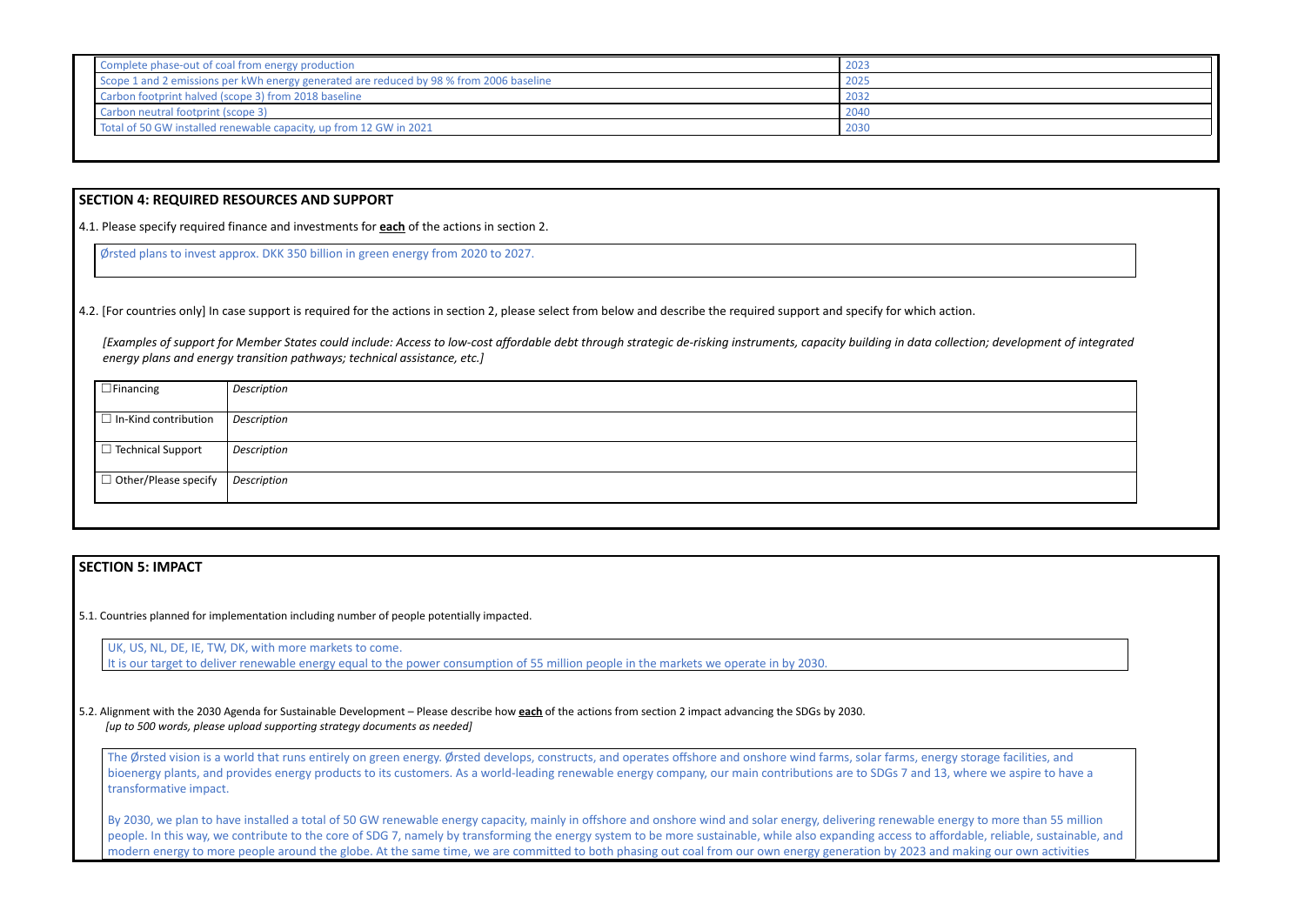| | |
|---|---|
| Complete phase-out of coal from energy production | 2023 |
| Scope 1 and 2 emissions per kWh energy generated are reduced by 98 % from 2006 baseline | 2025 |
| Carbon footprint halved (scope 3) from 2018 baseline | 2032 |
| Carbon neutral footprint (scope 3) | 2040 |
| Total of 50 GW installed renewable capacity, up from 12 GW in 2021 | 2030 |

## SECTION 4: REQUIRED RESOURCES AND SUPPORT

4.1. Please specify required finance and investments for **each** of the actions in section 2.

Ørsted plans to invest approx. DKK 350 billion in green energy from 2020 to 2027.

4.2. [For countries only] In case support is required for the actions in section 2, please select from below and describe the required support and specify for which action.

*[Examples of support for Member States could include: Access to low-cost affordable debt through strategic de-risking instruments, capacity building in data collection; development of integrated energy plans and energy transition pathways; technical assistance, etc.]*

| | |
|---|---|
| ☐ Financing | *Description* |
| ☐ In-Kind contribution | *Description* |
| ☐ Technical Support | *Description* |
| ☐ Other/Please specify | *Description* |

## SECTION 5: IMPACT

5.1. Countries planned for implementation including number of people potentially impacted.

UK, US, NL, DE, IE, TW, DK, with more markets to come.
It is our target to deliver renewable energy equal to the power consumption of 55 million people in the markets we operate in by 2030.

5.2. Alignment with the 2030 Agenda for Sustainable Development – Please describe how **each** of the actions from section 2 impact advancing the SDGs by 2030.
*[up to 500 words, please upload supporting strategy documents as needed]*

The Ørsted vision is a world that runs entirely on green energy. Ørsted develops, constructs, and operates offshore and onshore wind farms, solar farms, energy storage facilities, and bioenergy plants, and provides energy products to its customers. As a world-leading renewable energy company, our main contributions are to SDGs 7 and 13, where we aspire to have a transformative impact.

By 2030, we plan to have installed a total of 50 GW renewable energy capacity, mainly in offshore and onshore wind and solar energy, delivering renewable energy to more than 55 million people. In this way, we contribute to the core of SDG 7, namely by transforming the energy system to be more sustainable, while also expanding access to affordable, reliable, sustainable, and modern energy to more people around the globe. At the same time, we are committed to both phasing out coal from our own energy generation by 2023 and making our own activities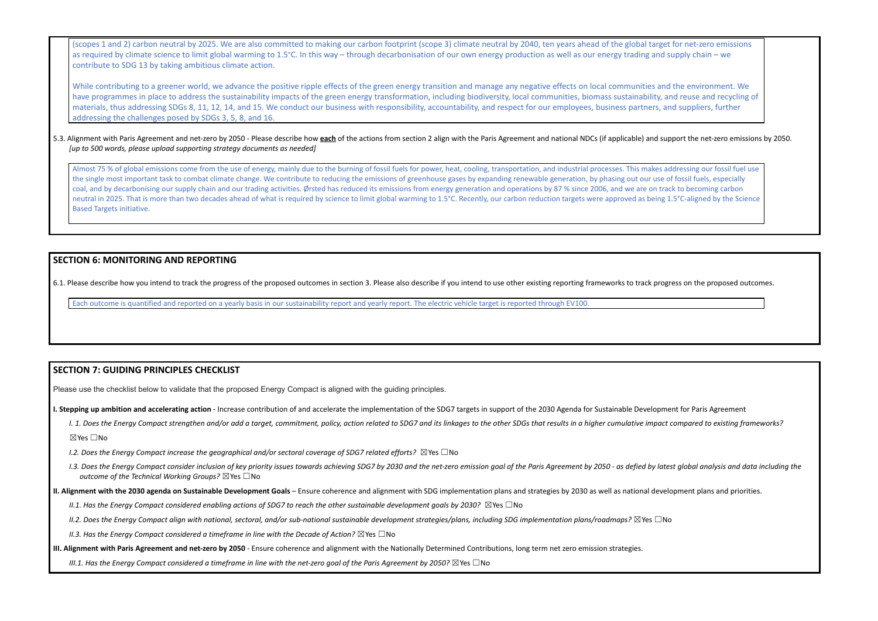(scopes 1 and 2) carbon neutral by 2025. We are also committed to making our carbon footprint (scope 3) climate neutral by 2040, ten years ahead of the global target for net-zero emissions as required by climate science to limit global warming to 1.5°C. In this way – through decarbonisation of our own energy production as well as our energy trading and supply chain – we contribute to SDG 13 by taking ambitious climate action.

While contributing to a greener world, we advance the positive ripple effects of the green energy transition and manage any negative effects on local communities and the environment. We have programmes in place to address the sustainability impacts of the green energy transformation, including biodiversity, local communities, biomass sustainability, and reuse and recycling of materials, thus addressing SDGs 8, 11, 12, 14, and 15. We conduct our business with responsibility, accountability, and respect for our employees, business partners, and suppliers, further addressing the challenges posed by SDGs 3, 5, 8, and 16.

5.3. Alignment with Paris Agreement and net-zero by 2050 - Please describe how **each** of the actions from section 2 align with the Paris Agreement and national NDCs (if applicable) and support the net-zero emissions by 2050.
*[up to 500 words, please upload supporting strategy documents as needed]*

Almost 75 % of global emissions come from the use of energy, mainly due to the burning of fossil fuels for power, heat, cooling, transportation, and industrial processes. This makes addressing our fossil fuel use the single most important task to combat climate change. We contribute to reducing the emissions of greenhouse gases by expanding renewable generation, by phasing out our use of fossil fuels, especially coal, and by decarbonising our supply chain and our trading activities. Ørsted has reduced its emissions from energy generation and operations by 87 % since 2006, and we are on track to becoming carbon neutral in 2025. That is more than two decades ahead of what is required by science to limit global warming to 1.5°C. Recently, our carbon reduction targets were approved as being 1.5°C-aligned by the Science Based Targets initiative.

## SECTION 6: MONITORING AND REPORTING

6.1. Please describe how you intend to track the progress of the proposed outcomes in section 3. Please also describe if you intend to use other existing reporting frameworks to track progress on the proposed outcomes.

Each outcome is quantified and reported on a yearly basis in our sustainability report and yearly report. The electric vehicle target is reported through EV100.

## SECTION 7: GUIDING PRINCIPLES CHECKLIST

Please use the checklist below to validate that the proposed Energy Compact is aligned with the guiding principles.

**I. Stepping up ambition and accelerating action** - Increase contribution of and accelerate the implementation of the SDG7 targets in support of the 2030 Agenda for Sustainable Development for Paris Agreement

*I. 1. Does the Energy Compact strengthen and/or add a target, commitment, policy, action related to SDG7 and its linkages to the other SDGs that results in a higher cumulative impact compared to existing frameworks?*

☒Yes ☐No

*I.2. Does the Energy Compact increase the geographical and/or sectoral coverage of SDG7 related efforts?* ☒Yes ☐No

*I.3. Does the Energy Compact consider inclusion of key priority issues towards achieving SDG7 by 2030 and the net-zero emission goal of the Paris Agreement by 2050 - as defied by latest global analysis and data including the outcome of the Technical Working Groups?* ☒Yes ☐No

**II. Alignment with the 2030 agenda on Sustainable Development Goals** – Ensure coherence and alignment with SDG implementation plans and strategies by 2030 as well as national development plans and priorities.

*II.1. Has the Energy Compact considered enabling actions of SDG7 to reach the other sustainable development goals by 2030?* ☒Yes ☐No

*II.2. Does the Energy Compact align with national, sectoral, and/or sub-national sustainable development strategies/plans, including SDG implementation plans/roadmaps?* ☒Yes ☐No

*II.3. Has the Energy Compact considered a timeframe in line with the Decade of Action?* ☒Yes ☐No

**III. Alignment with Paris Agreement and net-zero by 2050** - Ensure coherence and alignment with the Nationally Determined Contributions, long term net zero emission strategies.

*III.1. Has the Energy Compact considered a timeframe in line with the net-zero goal of the Paris Agreement by 2050?* ☒Yes ☐No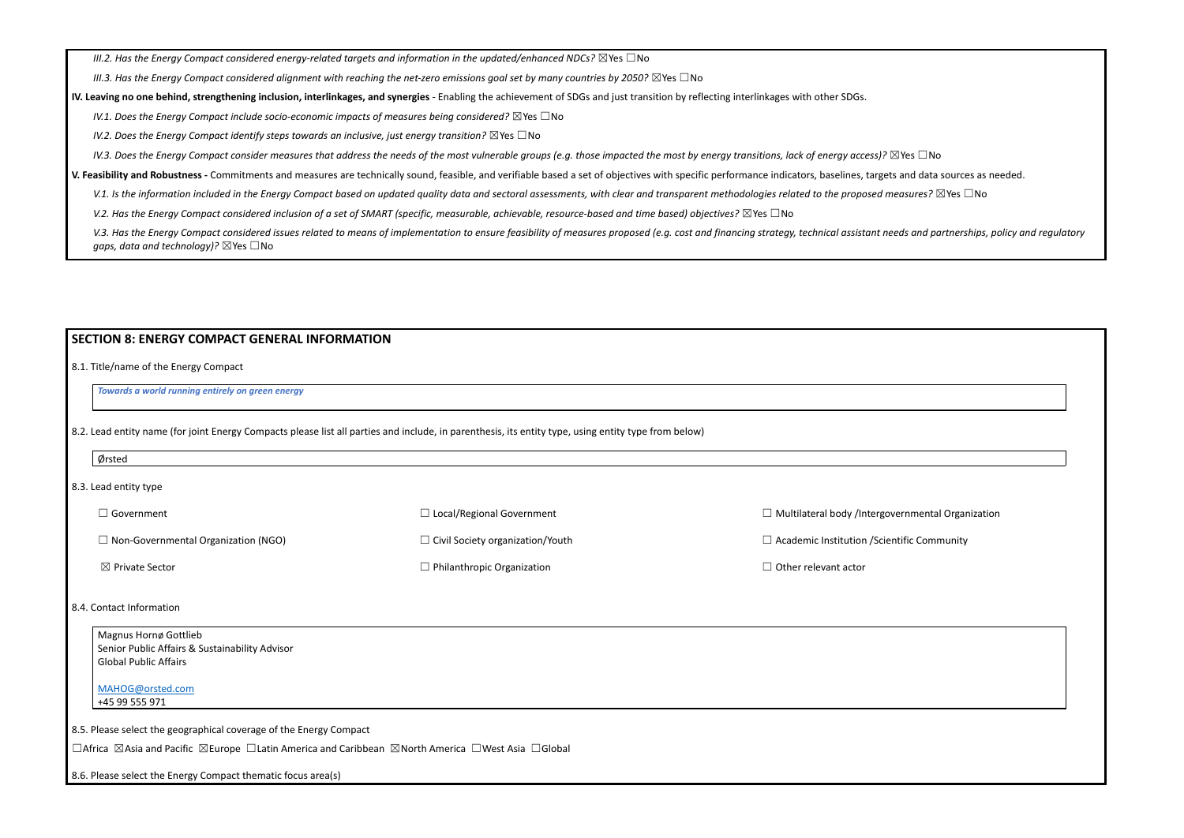*III.2. Has the Energy Compact considered energy-related targets and information in the updated/enhanced NDCs?* ☒Yes ☐No

*III.3. Has the Energy Compact considered alignment with reaching the net-zero emissions goal set by many countries by 2050?* ☒Yes ☐No

**IV. Leaving no one behind, strengthening inclusion, interlinkages, and synergies** - Enabling the achievement of SDGs and just transition by reflecting interlinkages with other SDGs.

*IV.1. Does the Energy Compact include socio-economic impacts of measures being considered?* ☒Yes ☐No

*IV.2. Does the Energy Compact identify steps towards an inclusive, just energy transition?* ☒Yes ☐No

*IV.3. Does the Energy Compact consider measures that address the needs of the most vulnerable groups (e.g. those impacted the most by energy transitions, lack of energy access)?* ☒Yes ☐No

**V. Feasibility and Robustness -** Commitments and measures are technically sound, feasible, and verifiable based a set of objectives with specific performance indicators, baselines, targets and data sources as needed.

*V.1. Is the information included in the Energy Compact based on updated quality data and sectoral assessments, with clear and transparent methodologies related to the proposed measures?* ☒Yes ☐No

*V.2. Has the Energy Compact considered inclusion of a set of SMART (specific, measurable, achievable, resource-based and time based) objectives?* ☒Yes ☐No

*V.3. Has the Energy Compact considered issues related to means of implementation to ensure feasibility of measures proposed (e.g. cost and financing strategy, technical assistant needs and partnerships, policy and regulatory gaps, data and technology)?* ☒Yes ☐No

## SECTION 8: ENERGY COMPACT GENERAL INFORMATION

8.1. Title/name of the Energy Compact

***Towards a world running entirely on green energy***

8.2. Lead entity name (for joint Energy Compacts please list all parties and include, in parenthesis, its entity type, using entity type from below)

Ørsted

8.3. Lead entity type

☐ Government

☐ Local/Regional Government

☐ Multilateral body /Intergovernmental Organization

☐ Non-Governmental Organization (NGO)

☐ Civil Society organization/Youth

☐ Academic Institution /Scientific Community

☒ Private Sector

☐ Philanthropic Organization

☐ Other relevant actor

8.4. Contact Information

Magnus Hornø Gottlieb
Senior Public Affairs & Sustainability Advisor
Global Public Affairs

MAHOG@orsted.com
+45 99 555 971

8.5. Please select the geographical coverage of the Energy Compact

☐Africa ☒Asia and Pacific ☒Europe ☐Latin America and Caribbean ☒North America ☐West Asia ☐Global

8.6. Please select the Energy Compact thematic focus area(s)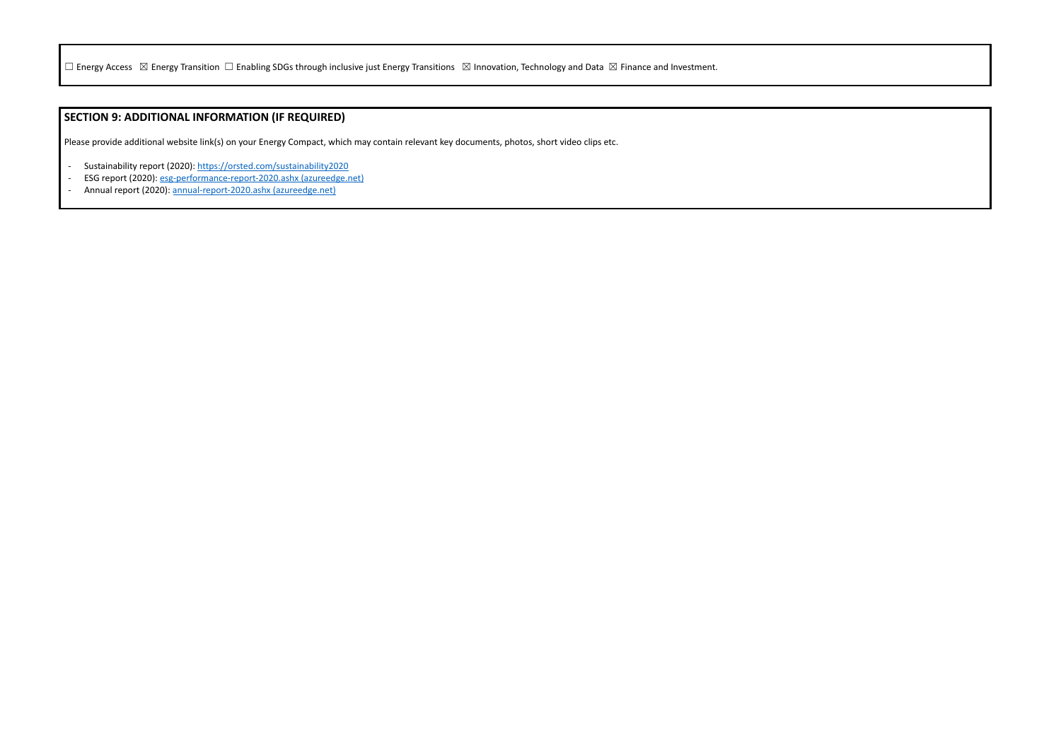☐ Energy Access ☒ Energy Transition ☐ Enabling SDGs through inclusive just Energy Transitions ☒ Innovation, Technology and Data ☒ Finance and Investment.

## SECTION 9: ADDITIONAL INFORMATION (IF REQUIRED)

Please provide additional website link(s) on your Energy Compact, which may contain relevant key documents, photos, short video clips etc.

- Sustainability report (2020): https://orsted.com/sustainability2020
- ESG report (2020): esg-performance-report-2020.ashx (azureedge.net)
- Annual report (2020): annual-report-2020.ashx (azureedge.net)